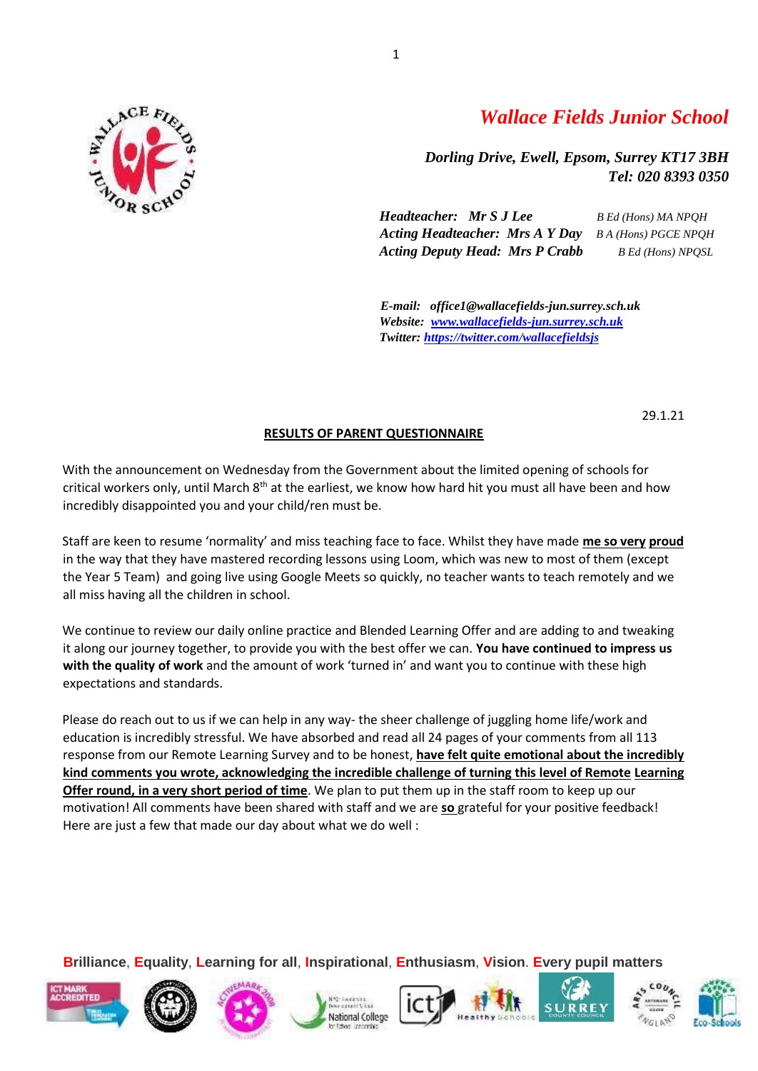# *Wallace Fields Junior School*

***Dorling Drive, Ewell, Epsom, Surrey KT17 3BH***
***Tel: 020 8393 0350***

***Headteacher: Mr S J Lee*** *B Ed (Hons) MA NPQH*
***Acting Headteacher: Mrs A Y Day*** *B A (Hons) PGCE NPQH*
***Acting Deputy Head: Mrs P Crabb*** *B Ed (Hons) NPQSL*

***E-mail: office1@wallacefields-jun.surrey.sch.uk***
***Website: www.wallacefields-jun.surrey.sch.uk***
***Twitter: https://twitter.com/wallacefieldsjs***

29.1.21

**RESULTS OF PARENT QUESTIONNAIRE**

With the announcement on Wednesday from the Government about the limited opening of schools for critical workers only, until March 8th at the earliest, we know how hard hit you must all have been and how incredibly disappointed you and your child/ren must be.

Staff are keen to resume 'normality' and miss teaching face to face. Whilst they have made **me so very proud** in the way that they have mastered recording lessons using Loom, which was new to most of them (except the Year 5 Team) and going live using Google Meets so quickly, no teacher wants to teach remotely and we all miss having all the children in school.

We continue to review our daily online practice and Blended Learning Offer and are adding to and tweaking it along our journey together, to provide you with the best offer we can. **You have continued to impress us with the quality of work** and the amount of work 'turned in' and want you to continue with these high expectations and standards.

Please do reach out to us if we can help in any way- the sheer challenge of juggling home life/work and education is incredibly stressful. We have absorbed and read all 24 pages of your comments from all 113 response from our Remote Learning Survey and to be honest, **have felt quite emotional about the incredibly kind comments you wrote, acknowledging the incredible challenge of turning this level of Remote Learning Offer round, in a very short period of time**. We plan to put them up in the staff room to keep up our motivation! All comments have been shared with staff and we are **so** grateful for your positive feedback! Here are just a few that made our day about what we do well :

**Brilliance, Equality, Learning for all, Inspirational, Enthusiasm, Vision. Every pupil matters**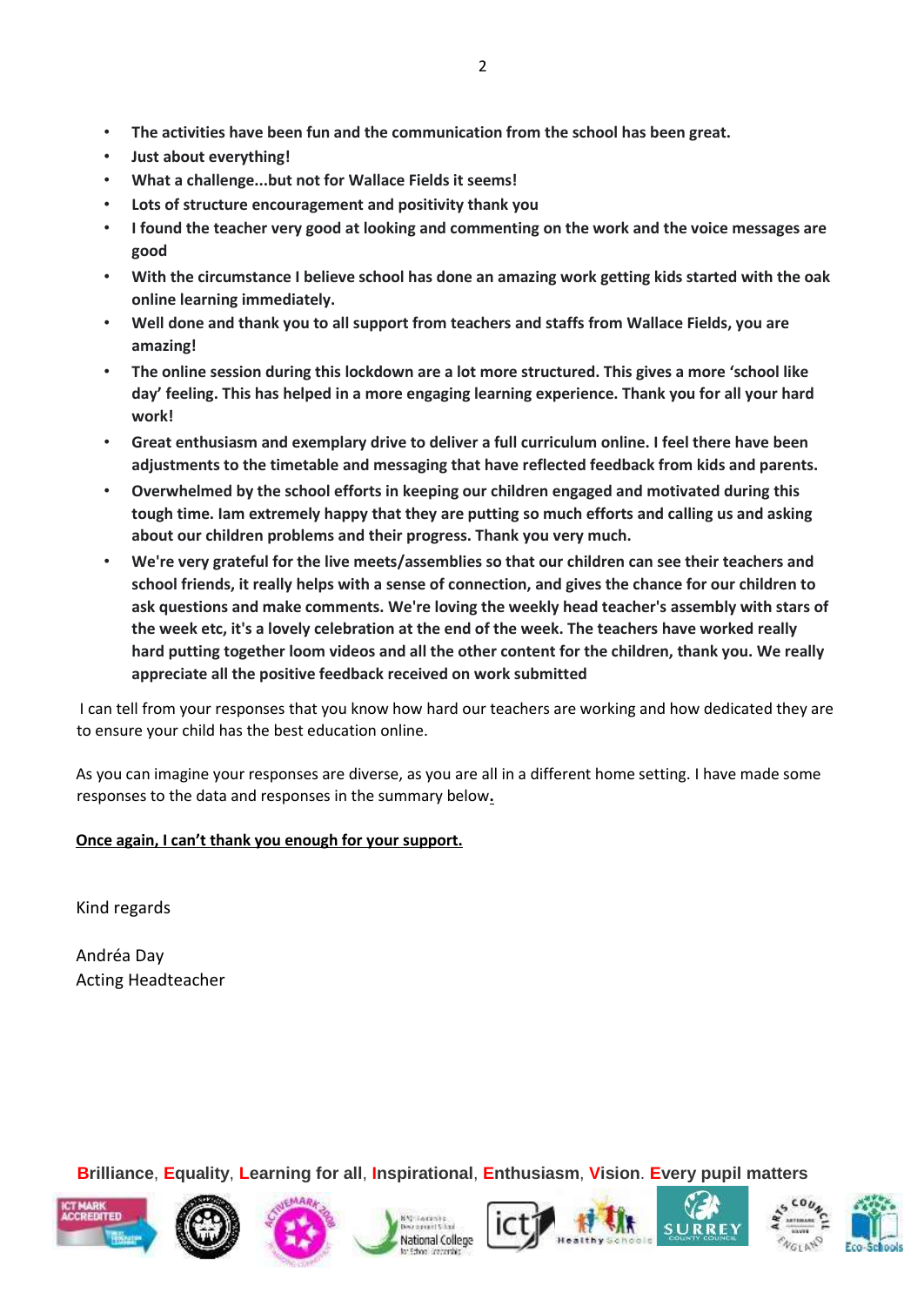- **The activities have been fun and the communication from the school has been great.**
- **Just about everything!**
- **What a challenge...but not for Wallace Fields it seems!**
- **Lots of structure encouragement and positivity thank you**
- **I found the teacher very good at looking and commenting on the work and the voice messages are good**
- **With the circumstance I believe school has done an amazing work getting kids started with the oak online learning immediately.**
- **Well done and thank you to all support from teachers and staffs from Wallace Fields, you are amazing!**
- **The online session during this lockdown are a lot more structured. This gives a more 'school like day' feeling. This has helped in a more engaging learning experience. Thank you for all your hard work!**
- **Great enthusiasm and exemplary drive to deliver a full curriculum online. I feel there have been adjustments to the timetable and messaging that have reflected feedback from kids and parents.**
- **Overwhelmed by the school efforts in keeping our children engaged and motivated during this tough time. Iam extremely happy that they are putting so much efforts and calling us and asking about our children problems and their progress. Thank you very much.**
- **We're very grateful for the live meets/assemblies so that our children can see their teachers and school friends, it really helps with a sense of connection, and gives the chance for our children to ask questions and make comments. We're loving the weekly head teacher's assembly with stars of the week etc, it's a lovely celebration at the end of the week. The teachers have worked really hard putting together loom videos and all the other content for the children, thank you. We really appreciate all the positive feedback received on work submitted**

I can tell from your responses that you know how hard our teachers are working and how dedicated they are to ensure your child has the best education online.

As you can imagine your responses are diverse, as you are all in a different home setting. I have made some responses to the data and responses in the summary below.

**Once again, I can't thank you enough for your support.**

Kind regards

Andréa Day
Acting Headteacher

**B**rilliance, **E**quality, **L**earning for all, **I**nspirational, **E**nthusiasm, **V**ision. **E**very pupil matters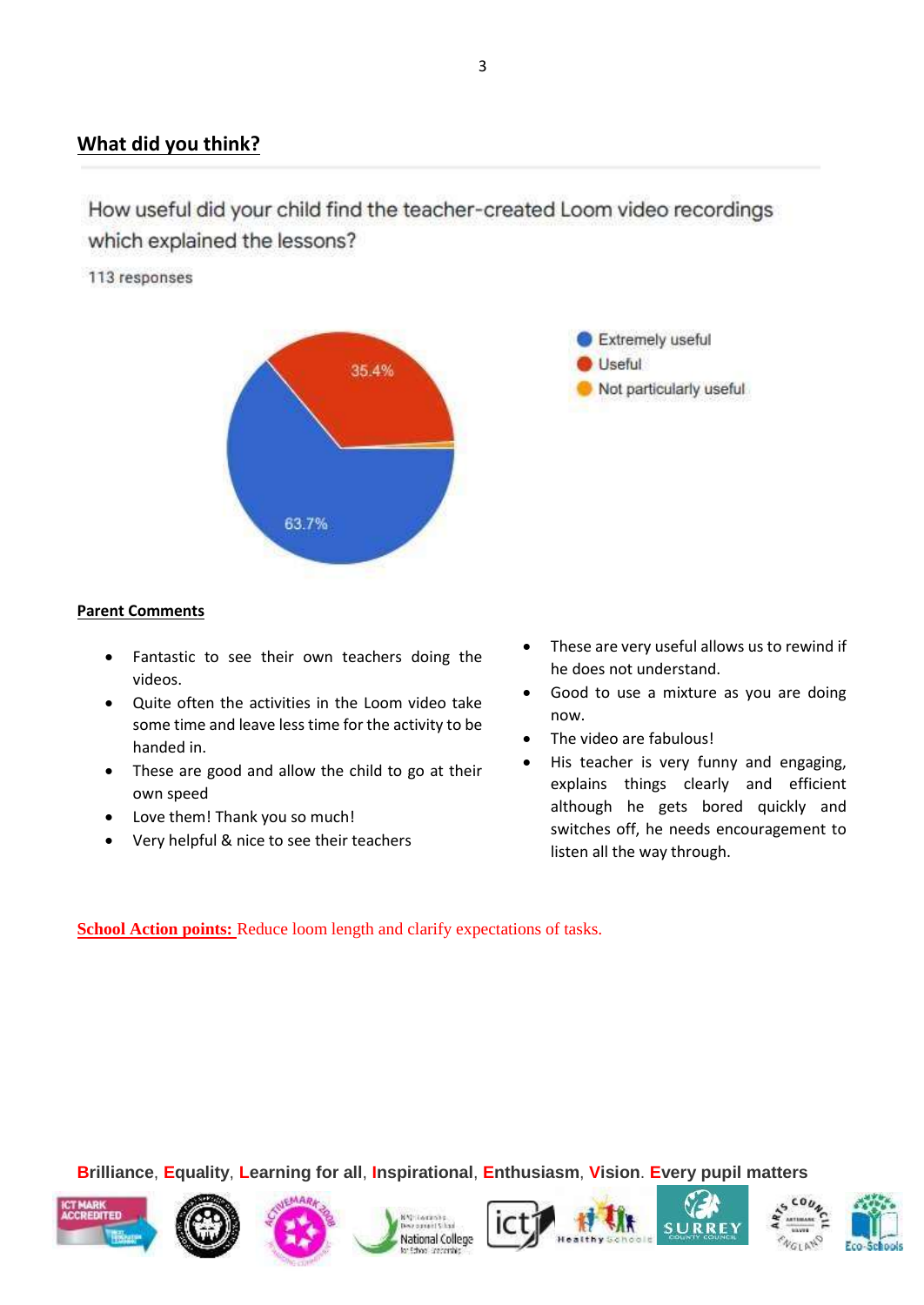## What did you think?

How useful did your child find the teacher-created Loom video recordings which explained the lessons?

113 responses

- Extremely useful: 63.7%
- Useful: 35.4%
- Not particularly useful

**Parent Comments**

- Fantastic to see their own teachers doing the videos.
- Quite often the activities in the Loom video take some time and leave less time for the activity to be handed in.
- These are good and allow the child to go at their own speed
- Love them! Thank you so much!
- Very helpful & nice to see their teachers
- These are very useful allows us to rewind if he does not understand.
- Good to use a mixture as you are doing now.
- The video are fabulous!
- His teacher is very funny and engaging, explains things clearly and efficient although he gets bored quickly and switches off, he needs encouragement to listen all the way through.

**School Action points:** Reduce loom length and clarify expectations of tasks.

**B**rilliance, **E**quality, **L**earning for all, **I**nspirational, **E**nthusiasm, **V**ision. **E**very pupil matters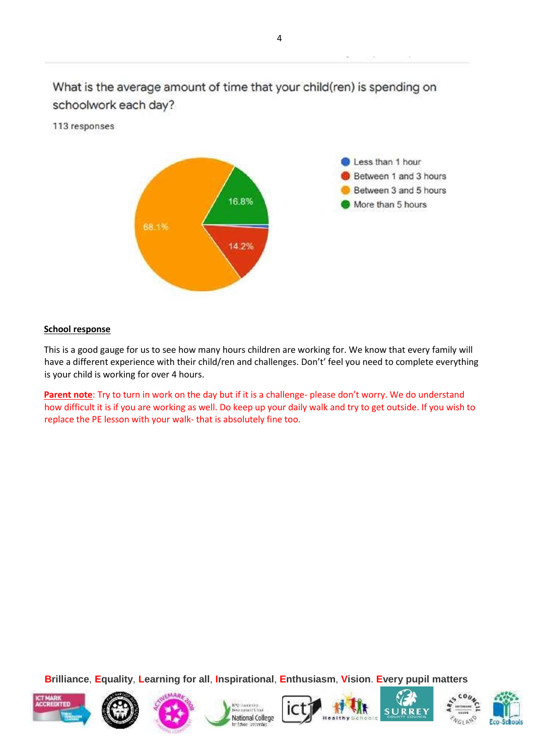What is the average amount of time that your child(ren) is spending on schoolwork each day?

113 responses

- Less than 1 hour
- Between 1 and 3 hours: 14.2%
- Between 3 and 5 hours: 68.1%
- More than 5 hours: 16.8%

**School response**

This is a good gauge for us to see how many hours children are working for. We know that every family will have a different experience with their child/ren and challenges. Don't' feel you need to complete everything is your child is working for over 4 hours.

**Parent note**: Try to turn in work on the day but if it is a challenge- please don't worry. We do understand how difficult it is if you are working as well. Do keep up your daily walk and try to get outside. If you wish to replace the PE lesson with your walk- that is absolutely fine too.

**B**rilliance, **E**quality, **L**earning for all, **I**nspirational, **E**nthusiasm, **V**ision. **E**very pupil matters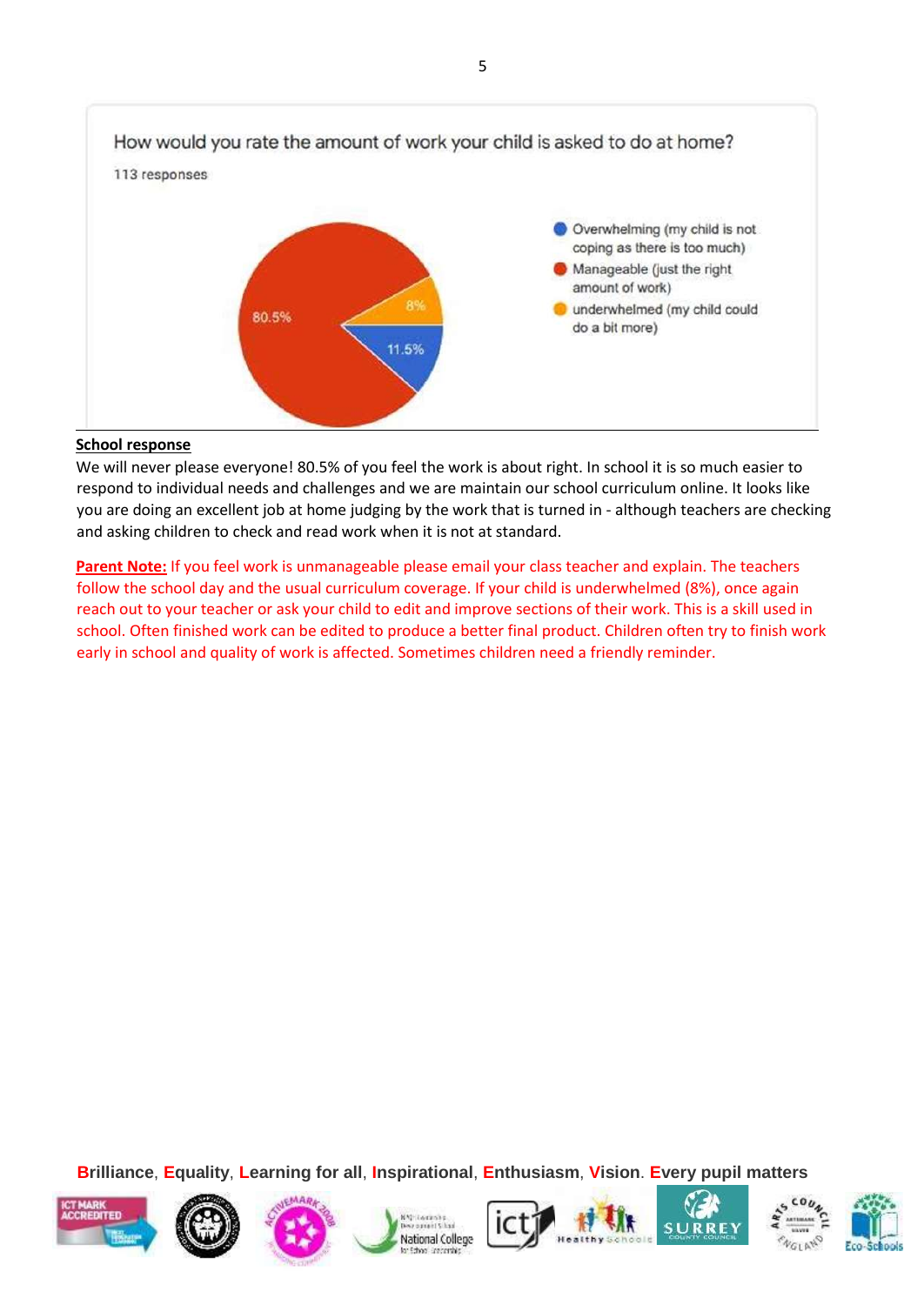How would you rate the amount of work your child is asked to do at home?

113 responses

- Overwhelming (my child is not coping as there is too much) — 11.5%
- Manageable (just the right amount of work) — 80.5%
- underwhelmed (my child could do a bit more) — 8%

**School response**

We will never please everyone! 80.5% of you feel the work is about right. In school it is so much easier to respond to individual needs and challenges and we are maintain our school curriculum online. It looks like you are doing an excellent job at home judging by the work that is turned in - although teachers are checking and asking children to check and read work when it is not at standard.

**Parent Note:** If you feel work is unmanageable please email your class teacher and explain. The teachers follow the school day and the usual curriculum coverage. If your child is underwhelmed (8%), once again reach out to your teacher or ask your child to edit and improve sections of their work. This is a skill used in school. Often finished work can be edited to produce a better final product. Children often try to finish work early in school and quality of work is affected. Sometimes children need a friendly reminder.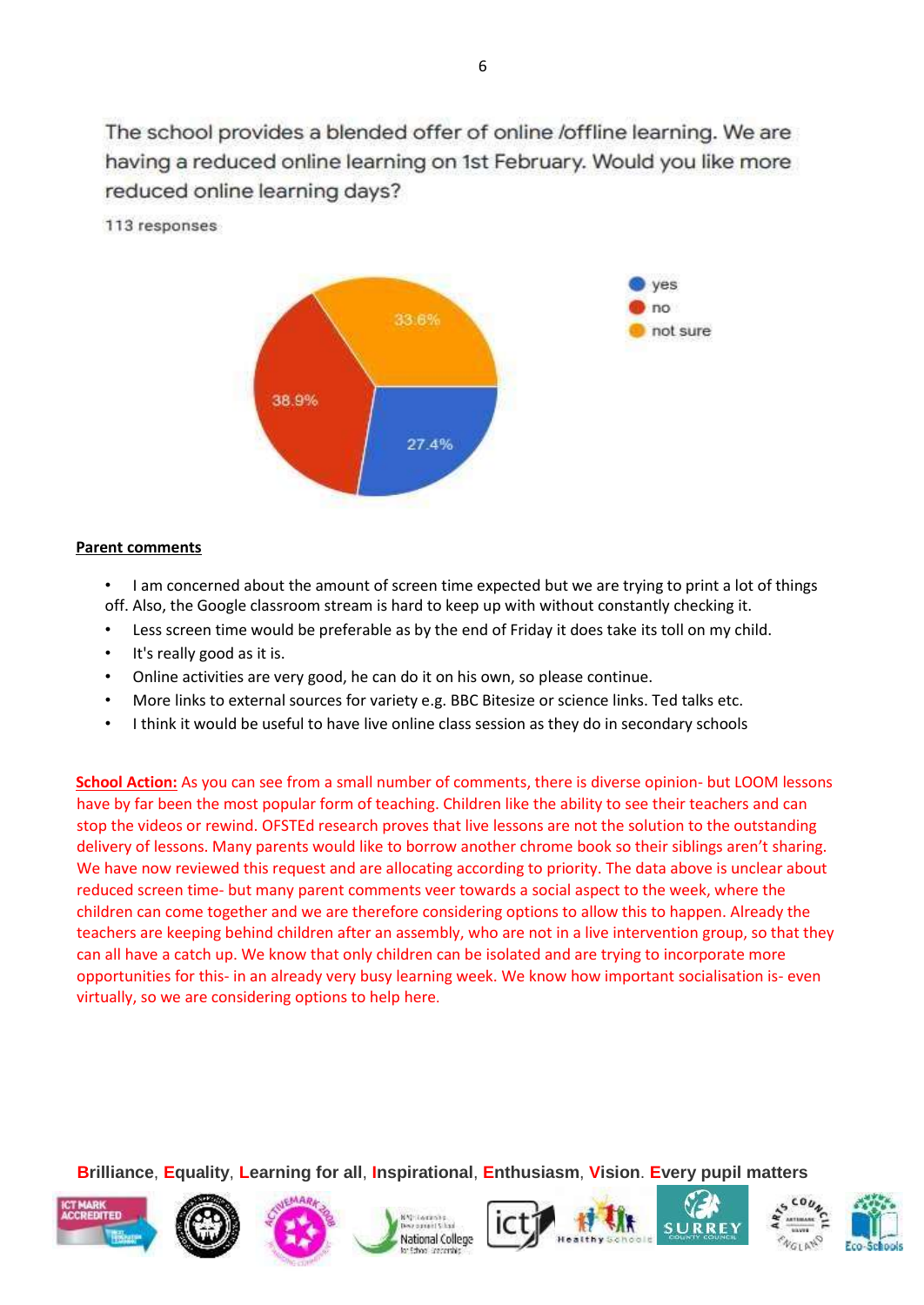The school provides a blended offer of online /offline learning. We are having a reduced online learning on 1st February. Would you like more reduced online learning days?

113 responses

- yes: 27.4%
- no: 38.9%
- not sure: 33.6%

**Parent comments**

- I am concerned about the amount of screen time expected but we are trying to print a lot of things off. Also, the Google classroom stream is hard to keep up with without constantly checking it.
- Less screen time would be preferable as by the end of Friday it does take its toll on my child.
- It's really good as it is.
- Online activities are very good, he can do it on his own, so please continue.
- More links to external sources for variety e.g. BBC Bitesize or science links. Ted talks etc.
- I think it would be useful to have live online class session as they do in secondary schools

**School Action:** As you can see from a small number of comments, there is diverse opinion- but LOOM lessons have by far been the most popular form of teaching. Children like the ability to see their teachers and can stop the videos or rewind. OFSTEd research proves that live lessons are not the solution to the outstanding delivery of lessons. Many parents would like to borrow another chrome book so their siblings aren't sharing. We have now reviewed this request and are allocating according to priority. The data above is unclear about reduced screen time- but many parent comments veer towards a social aspect to the week, where the children can come together and we are therefore considering options to allow this to happen. Already the teachers are keeping behind children after an assembly, who are not in a live intervention group, so that they can all have a catch up. We know that only children can be isolated and are trying to incorporate more opportunities for this- in an already very busy learning week. We know how important socialisation is- even virtually, so we are considering options to help here.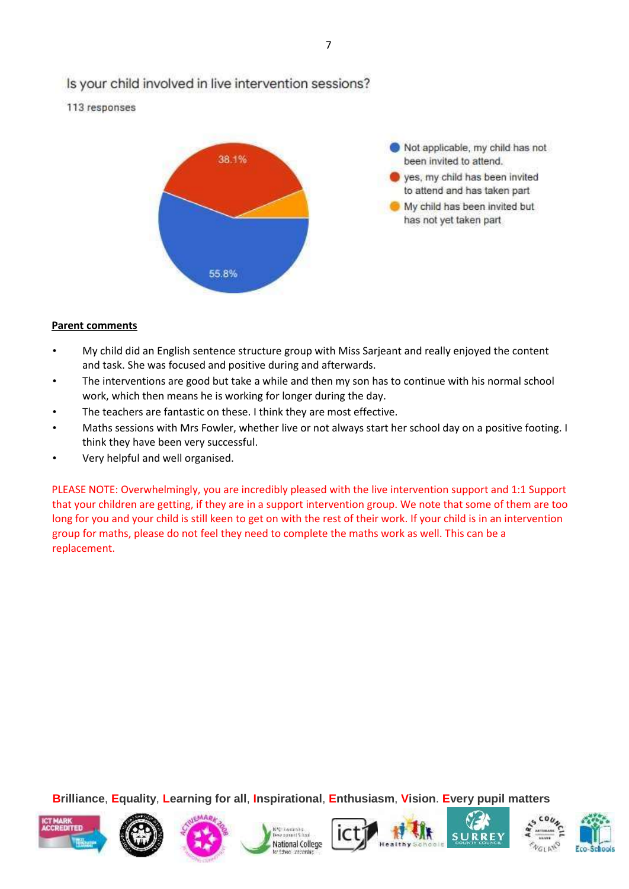Is your child involved in live intervention sessions?

113 responses

- Not applicable, my child has not been invited to attend. — 55.8%
- yes, my child has been invited to attend and has taken part — 38.1%
- My child has been invited but has not yet taken part

**Parent comments**

- My child did an English sentence structure group with Miss Sarjeant and really enjoyed the content and task. She was focused and positive during and afterwards.
- The interventions are good but take a while and then my son has to continue with his normal school work, which then means he is working for longer during the day.
- The teachers are fantastic on these. I think they are most effective.
- Maths sessions with Mrs Fowler, whether live or not always start her school day on a positive footing. I think they have been very successful.
- Very helpful and well organised.

PLEASE NOTE: Overwhelmingly, you are incredibly pleased with the live intervention support and 1:1 Support that your children are getting, if they are in a support intervention group. We note that some of them are too long for you and your child is still keen to get on with the rest of their work. If your child is in an intervention group for maths, please do not feel they need to complete the maths work as well. This can be a replacement.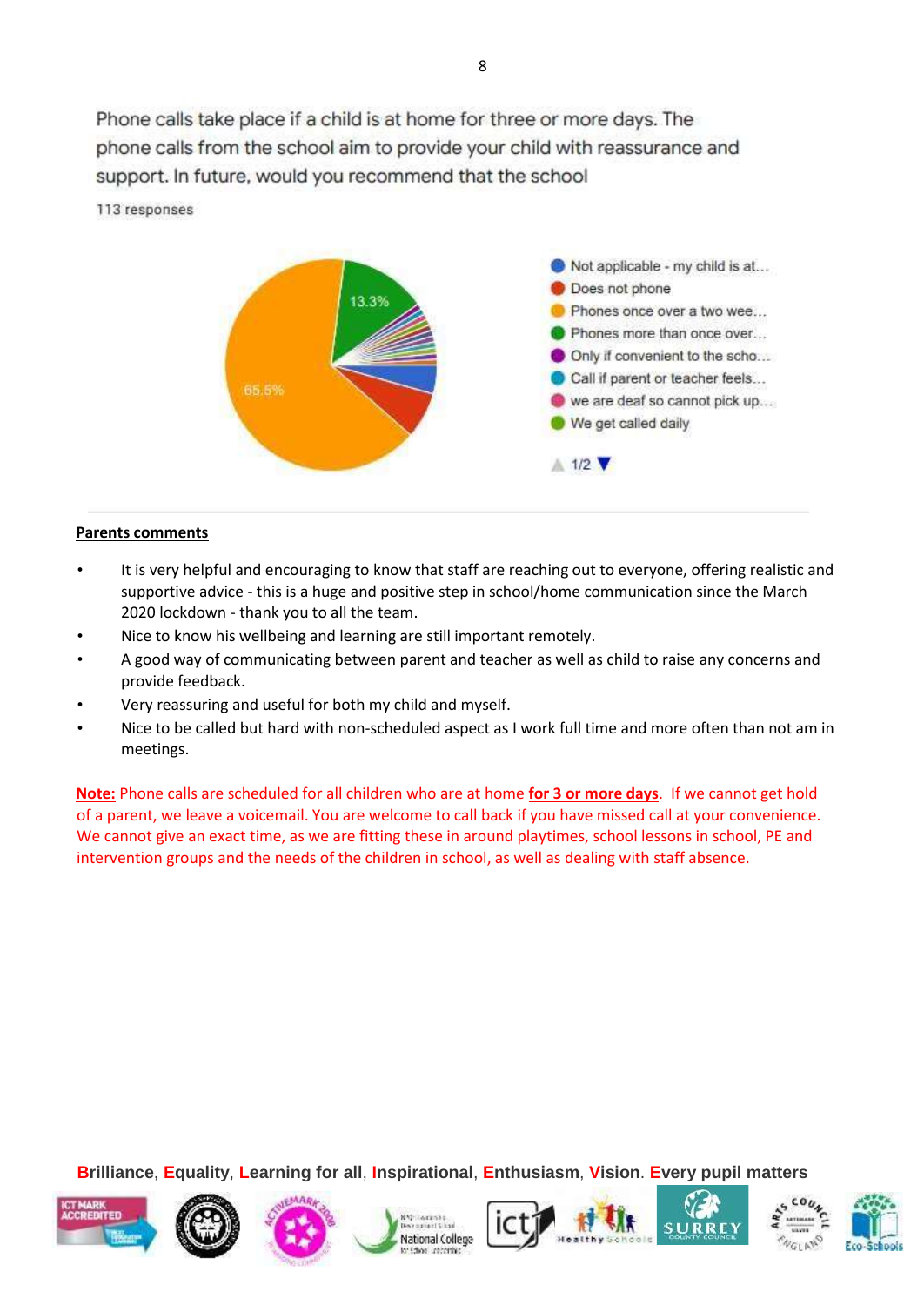Phone calls take place if a child is at home for three or more days. The phone calls from the school aim to provide your child with reassurance and support. In future, would you recommend that the school

113 responses

13.3%

65.5%

Not applicable - my child is at...

Does not phone

Phones once over a two wee...

Phones more than once over...

Only if convenient to the scho...

Call if parent or teacher feels...

we are deaf so cannot pick up...

We get called daily

1/2

**Parents comments**

- It is very helpful and encouraging to know that staff are reaching out to everyone, offering realistic and supportive advice - this is a huge and positive step in school/home communication since the March 2020 lockdown - thank you to all the team.
- Nice to know his wellbeing and learning are still important remotely.
- A good way of communicating between parent and teacher as well as child to raise any concerns and provide feedback.
- Very reassuring and useful for both my child and myself.
- Nice to be called but hard with non-scheduled aspect as I work full time and more often than not am in meetings.

**Note:** Phone calls are scheduled for all children who are at home **for 3 or more days**. If we cannot get hold of a parent, we leave a voicemail. You are welcome to call back if you have missed call at your convenience. We cannot give an exact time, as we are fitting these in around playtimes, school lessons in school, PE and intervention groups and the needs of the children in school, as well as dealing with staff absence.

**B**rilliance, **E**quality, **L**earning for all, **I**nspirational, **E**nthusiasm, **V**ision. **E**very pupil matters